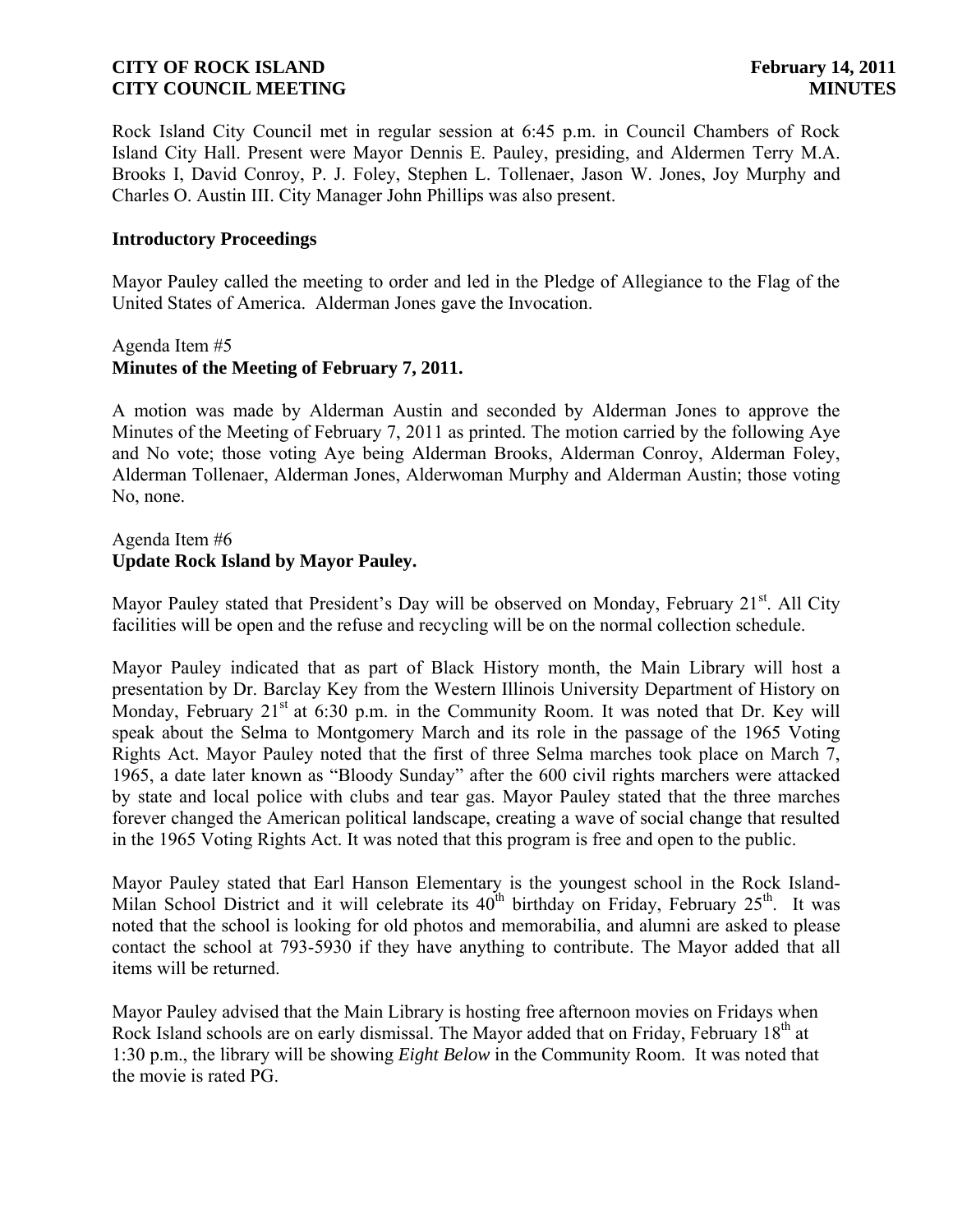Rock Island City Council met in regular session at 6:45 p.m. in Council Chambers of Rock Island City Hall. Present were Mayor Dennis E. Pauley, presiding, and Aldermen Terry M.A. Brooks I, David Conroy, P. J. Foley, Stephen L. Tollenaer, Jason W. Jones, Joy Murphy and Charles O. Austin III. City Manager John Phillips was also present.

### Introductory Proceedings

Mayor Pauley called the meeting to order and led in the Pledge of Allegiance to the Flag of the United States of America. Alderman Jones gave the Invocation.

Agenda Item #5
**Minutes of the Meeting of February 7, 2011.**

A motion was made by Alderman Austin and seconded by Alderman Jones to approve the Minutes of the Meeting of February 7, 2011 as printed. The motion carried by the following Aye and No vote; those voting Aye being Alderman Brooks, Alderman Conroy, Alderman Foley, Alderman Tollenaer, Alderman Jones, Alderwoman Murphy and Alderman Austin; those voting No, none.

Agenda Item #6
**Update Rock Island by Mayor Pauley.**

Mayor Pauley stated that President's Day will be observed on Monday, February 21st. All City facilities will be open and the refuse and recycling will be on the normal collection schedule.

Mayor Pauley indicated that as part of Black History month, the Main Library will host a presentation by Dr. Barclay Key from the Western Illinois University Department of History on Monday, February 21st at 6:30 p.m. in the Community Room. It was noted that Dr. Key will speak about the Selma to Montgomery March and its role in the passage of the 1965 Voting Rights Act. Mayor Pauley noted that the first of three Selma marches took place on March 7, 1965, a date later known as "Bloody Sunday" after the 600 civil rights marchers were attacked by state and local police with clubs and tear gas. Mayor Pauley stated that the three marches forever changed the American political landscape, creating a wave of social change that resulted in the 1965 Voting Rights Act. It was noted that this program is free and open to the public.

Mayor Pauley stated that Earl Hanson Elementary is the youngest school in the Rock Island-Milan School District and it will celebrate its 40th birthday on Friday, February 25th. It was noted that the school is looking for old photos and memorabilia, and alumni are asked to please contact the school at 793-5930 if they have anything to contribute. The Mayor added that all items will be returned.

Mayor Pauley advised that the Main Library is hosting free afternoon movies on Fridays when Rock Island schools are on early dismissal. The Mayor added that on Friday, February 18th at 1:30 p.m., the library will be showing *Eight Below* in the Community Room. It was noted that the movie is rated PG.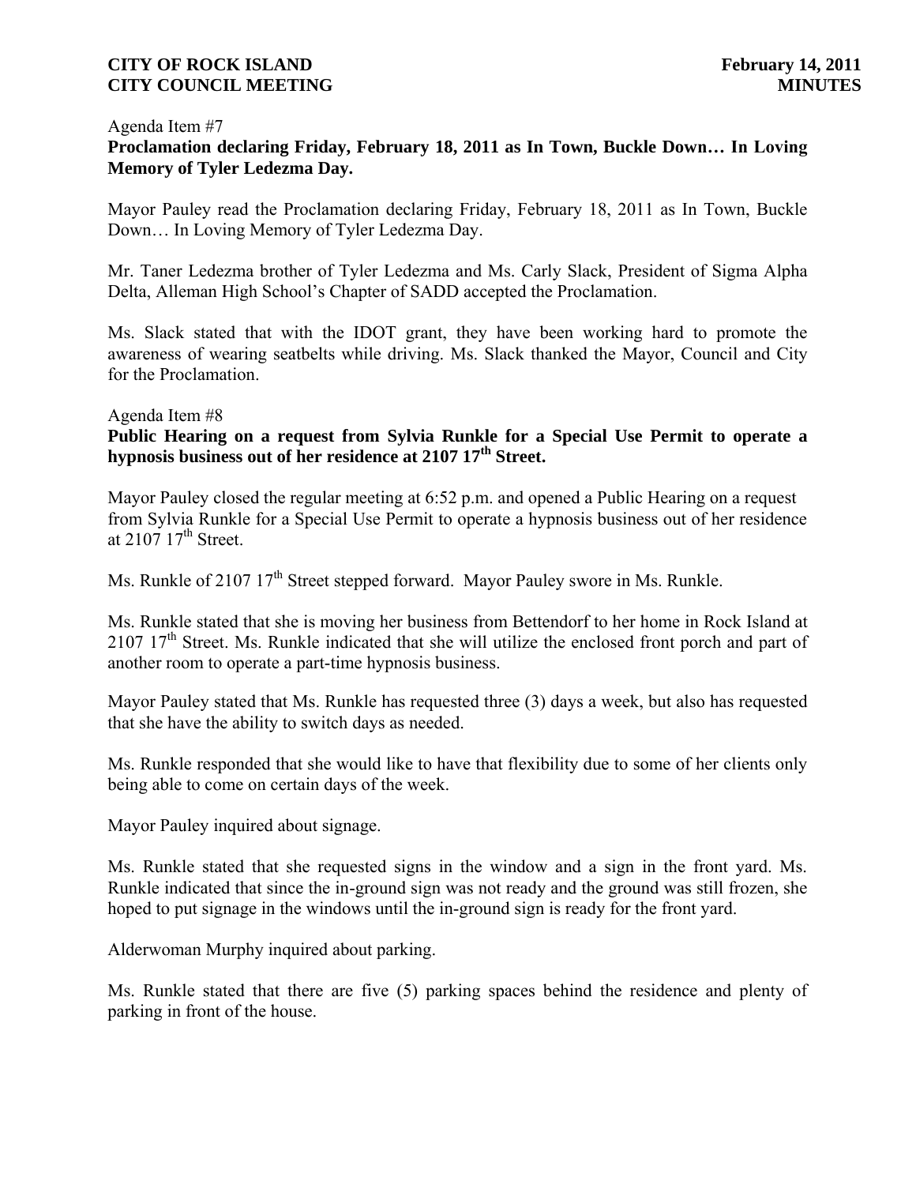Agenda Item #7

**Proclamation declaring Friday, February 18, 2011 as In Town, Buckle Down… In Loving Memory of Tyler Ledezma Day.**

Mayor Pauley read the Proclamation declaring Friday, February 18, 2011 as In Town, Buckle Down… In Loving Memory of Tyler Ledezma Day.

Mr. Taner Ledezma brother of Tyler Ledezma and Ms. Carly Slack, President of Sigma Alpha Delta, Alleman High School's Chapter of SADD accepted the Proclamation.

Ms. Slack stated that with the IDOT grant, they have been working hard to promote the awareness of wearing seatbelts while driving. Ms. Slack thanked the Mayor, Council and City for the Proclamation.

Agenda Item #8

**Public Hearing on a request from Sylvia Runkle for a Special Use Permit to operate a hypnosis business out of her residence at 2107 17th Street.**

Mayor Pauley closed the regular meeting at 6:52 p.m. and opened a Public Hearing on a request from Sylvia Runkle for a Special Use Permit to operate a hypnosis business out of her residence at 2107 17th Street.

Ms. Runkle of 2107 17th Street stepped forward. Mayor Pauley swore in Ms. Runkle.

Ms. Runkle stated that she is moving her business from Bettendorf to her home in Rock Island at 2107 17th Street. Ms. Runkle indicated that she will utilize the enclosed front porch and part of another room to operate a part-time hypnosis business.

Mayor Pauley stated that Ms. Runkle has requested three (3) days a week, but also has requested that she have the ability to switch days as needed.

Ms. Runkle responded that she would like to have that flexibility due to some of her clients only being able to come on certain days of the week.

Mayor Pauley inquired about signage.

Ms. Runkle stated that she requested signs in the window and a sign in the front yard. Ms. Runkle indicated that since the in-ground sign was not ready and the ground was still frozen, she hoped to put signage in the windows until the in-ground sign is ready for the front yard.

Alderwoman Murphy inquired about parking.

Ms. Runkle stated that there are five (5) parking spaces behind the residence and plenty of parking in front of the house.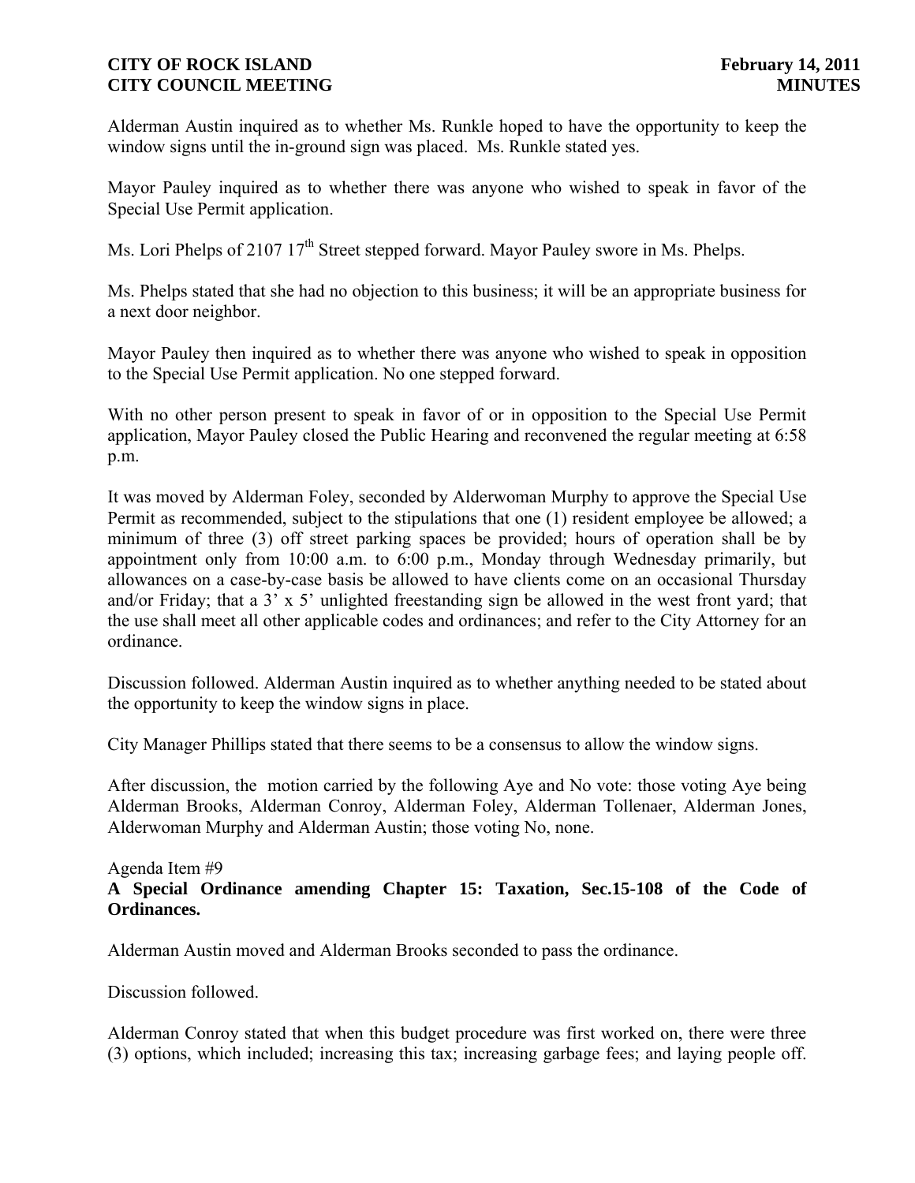Alderman Austin inquired as to whether Ms. Runkle hoped to have the opportunity to keep the window signs until the in-ground sign was placed. Ms. Runkle stated yes.

Mayor Pauley inquired as to whether there was anyone who wished to speak in favor of the Special Use Permit application.

Ms. Lori Phelps of 2107 17th Street stepped forward. Mayor Pauley swore in Ms. Phelps.

Ms. Phelps stated that she had no objection to this business; it will be an appropriate business for a next door neighbor.

Mayor Pauley then inquired as to whether there was anyone who wished to speak in opposition to the Special Use Permit application. No one stepped forward.

With no other person present to speak in favor of or in opposition to the Special Use Permit application, Mayor Pauley closed the Public Hearing and reconvened the regular meeting at 6:58 p.m.

It was moved by Alderman Foley, seconded by Alderwoman Murphy to approve the Special Use Permit as recommended, subject to the stipulations that one (1) resident employee be allowed; a minimum of three (3) off street parking spaces be provided; hours of operation shall be by appointment only from 10:00 a.m. to 6:00 p.m., Monday through Wednesday primarily, but allowances on a case-by-case basis be allowed to have clients come on an occasional Thursday and/or Friday; that a 3' x 5' unlighted freestanding sign be allowed in the west front yard; that the use shall meet all other applicable codes and ordinances; and refer to the City Attorney for an ordinance.

Discussion followed. Alderman Austin inquired as to whether anything needed to be stated about the opportunity to keep the window signs in place.

City Manager Phillips stated that there seems to be a consensus to allow the window signs.

After discussion, the motion carried by the following Aye and No vote: those voting Aye being Alderman Brooks, Alderman Conroy, Alderman Foley, Alderman Tollenaer, Alderman Jones, Alderwoman Murphy and Alderman Austin; those voting No, none.

Agenda Item #9

**A Special Ordinance amending Chapter 15: Taxation, Sec.15-108 of the Code of Ordinances.**

Alderman Austin moved and Alderman Brooks seconded to pass the ordinance.

Discussion followed.

Alderman Conroy stated that when this budget procedure was first worked on, there were three (3) options, which included; increasing this tax; increasing garbage fees; and laying people off.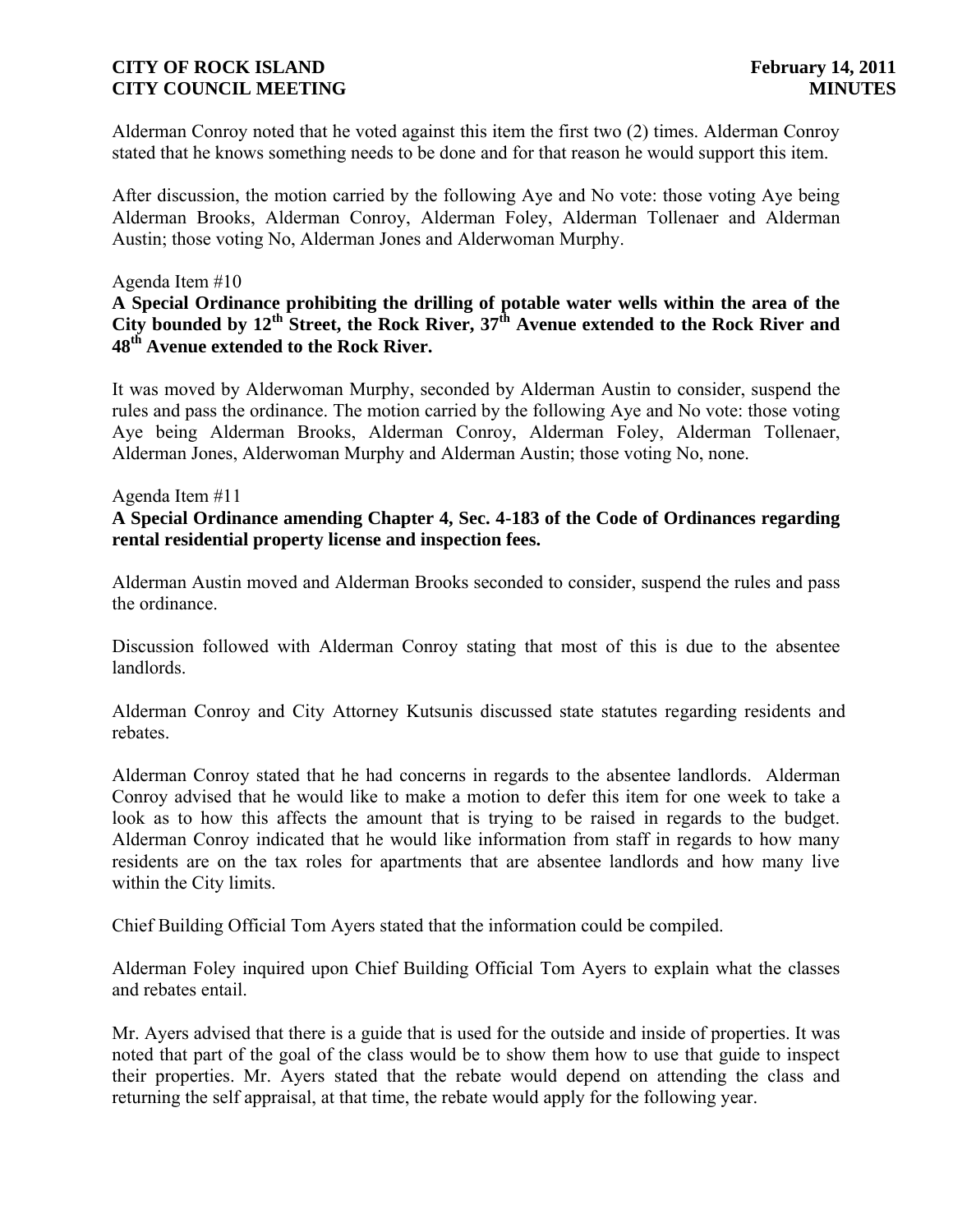Alderman Conroy noted that he voted against this item the first two (2) times. Alderman Conroy stated that he knows something needs to be done and for that reason he would support this item.

After discussion, the motion carried by the following Aye and No vote: those voting Aye being Alderman Brooks, Alderman Conroy, Alderman Foley, Alderman Tollenaer and Alderman Austin; those voting No, Alderman Jones and Alderwoman Murphy.

Agenda Item #10

**A Special Ordinance prohibiting the drilling of potable water wells within the area of the City bounded by 12th Street, the Rock River, 37th Avenue extended to the Rock River and 48th Avenue extended to the Rock River.**

It was moved by Alderwoman Murphy, seconded by Alderman Austin to consider, suspend the rules and pass the ordinance. The motion carried by the following Aye and No vote: those voting Aye being Alderman Brooks, Alderman Conroy, Alderman Foley, Alderman Tollenaer, Alderman Jones, Alderwoman Murphy and Alderman Austin; those voting No, none.

Agenda Item #11

**A Special Ordinance amending Chapter 4, Sec. 4-183 of the Code of Ordinances regarding rental residential property license and inspection fees.**

Alderman Austin moved and Alderman Brooks seconded to consider, suspend the rules and pass the ordinance.

Discussion followed with Alderman Conroy stating that most of this is due to the absentee landlords.

Alderman Conroy and City Attorney Kutsunis discussed state statutes regarding residents and rebates.

Alderman Conroy stated that he had concerns in regards to the absentee landlords. Alderman Conroy advised that he would like to make a motion to defer this item for one week to take a look as to how this affects the amount that is trying to be raised in regards to the budget. Alderman Conroy indicated that he would like information from staff in regards to how many residents are on the tax roles for apartments that are absentee landlords and how many live within the City limits.

Chief Building Official Tom Ayers stated that the information could be compiled.

Alderman Foley inquired upon Chief Building Official Tom Ayers to explain what the classes and rebates entail.

Mr. Ayers advised that there is a guide that is used for the outside and inside of properties. It was noted that part of the goal of the class would be to show them how to use that guide to inspect their properties. Mr. Ayers stated that the rebate would depend on attending the class and returning the self appraisal, at that time, the rebate would apply for the following year.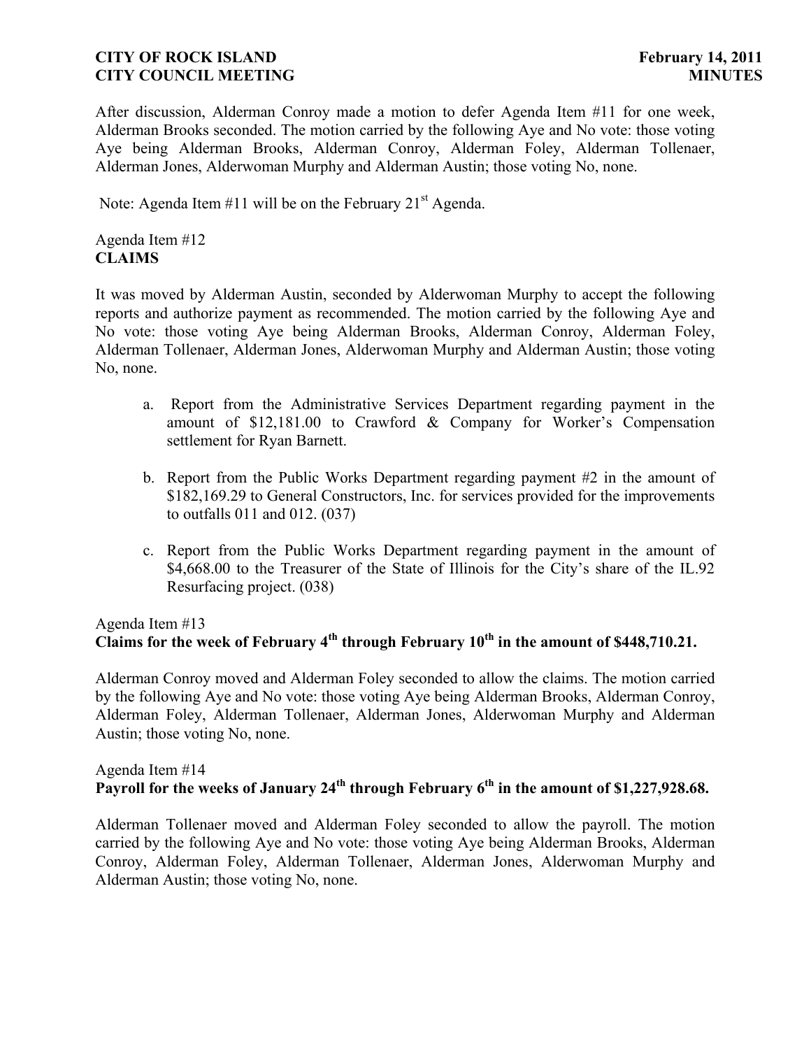After discussion, Alderman Conroy made a motion to defer Agenda Item #11 for one week, Alderman Brooks seconded. The motion carried by the following Aye and No vote: those voting Aye being Alderman Brooks, Alderman Conroy, Alderman Foley, Alderman Tollenaer, Alderman Jones, Alderwoman Murphy and Alderman Austin; those voting No, none.

Note: Agenda Item #11 will be on the February 21st Agenda.

Agenda Item #12
**CLAIMS**

It was moved by Alderman Austin, seconded by Alderwoman Murphy to accept the following reports and authorize payment as recommended. The motion carried by the following Aye and No vote: those voting Aye being Alderman Brooks, Alderman Conroy, Alderman Foley, Alderman Tollenaer, Alderman Jones, Alderwoman Murphy and Alderman Austin; those voting No, none.

a. Report from the Administrative Services Department regarding payment in the amount of $12,181.00 to Crawford & Company for Worker's Compensation settlement for Ryan Barnett.

b. Report from the Public Works Department regarding payment #2 in the amount of $182,169.29 to General Constructors, Inc. for services provided for the improvements to outfalls 011 and 012. (037)

c. Report from the Public Works Department regarding payment in the amount of $4,668.00 to the Treasurer of the State of Illinois for the City's share of the IL.92 Resurfacing project. (038)

Agenda Item #13
**Claims for the week of February 4th through February 10th in the amount of $448,710.21.**

Alderman Conroy moved and Alderman Foley seconded to allow the claims. The motion carried by the following Aye and No vote: those voting Aye being Alderman Brooks, Alderman Conroy, Alderman Foley, Alderman Tollenaer, Alderman Jones, Alderwoman Murphy and Alderman Austin; those voting No, none.

Agenda Item #14
**Payroll for the weeks of January 24th through February 6th in the amount of $1,227,928.68.**

Alderman Tollenaer moved and Alderman Foley seconded to allow the payroll. The motion carried by the following Aye and No vote: those voting Aye being Alderman Brooks, Alderman Conroy, Alderman Foley, Alderman Tollenaer, Alderman Jones, Alderwoman Murphy and Alderman Austin; those voting No, none.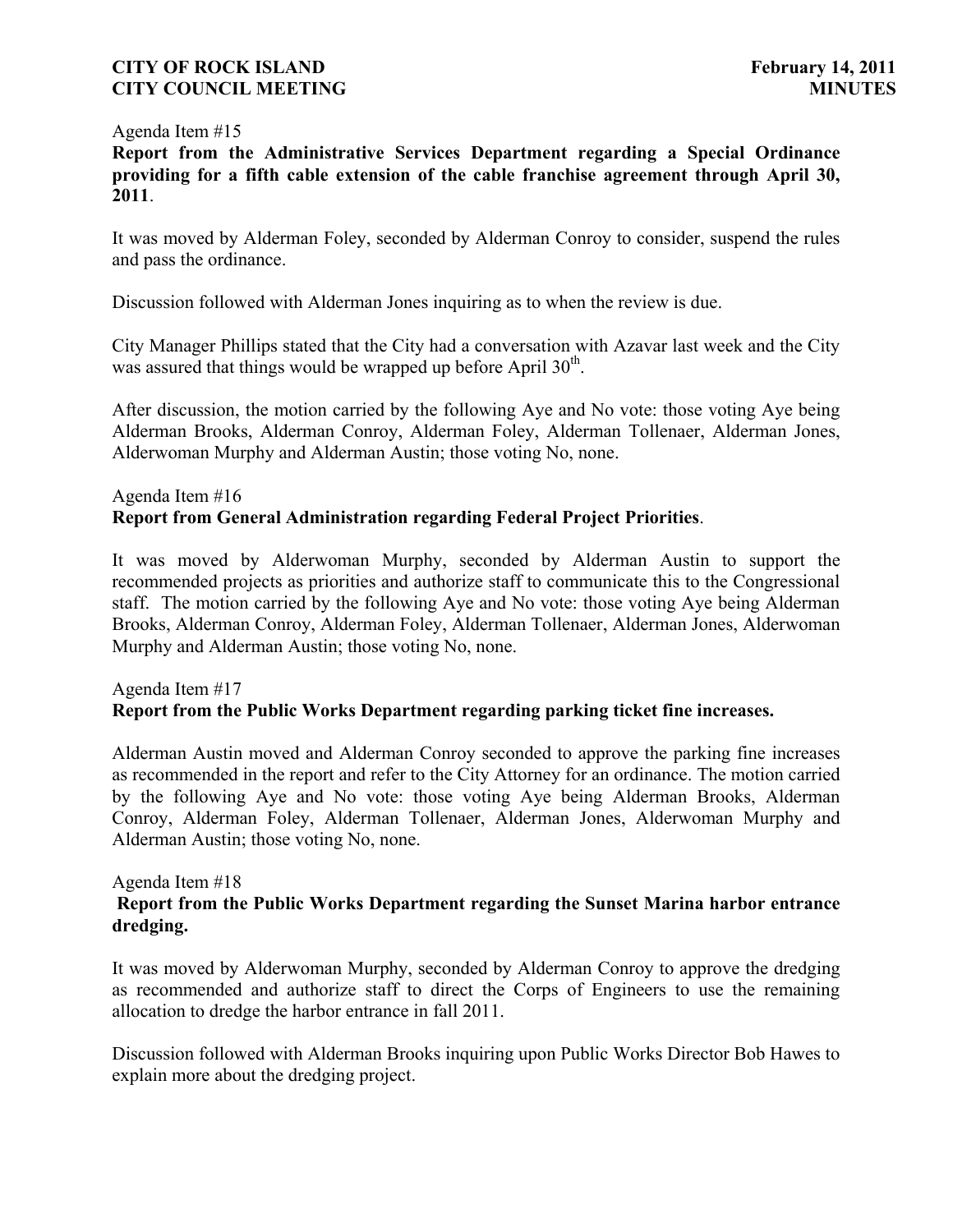Agenda Item #15

**Report from the Administrative Services Department regarding a Special Ordinance providing for a fifth cable extension of the cable franchise agreement through April 30, 2011**.

It was moved by Alderman Foley, seconded by Alderman Conroy to consider, suspend the rules and pass the ordinance.

Discussion followed with Alderman Jones inquiring as to when the review is due.

City Manager Phillips stated that the City had a conversation with Azavar last week and the City was assured that things would be wrapped up before April 30th.

After discussion, the motion carried by the following Aye and No vote: those voting Aye being Alderman Brooks, Alderman Conroy, Alderman Foley, Alderman Tollenaer, Alderman Jones, Alderwoman Murphy and Alderman Austin; those voting No, none.

Agenda Item #16

**Report from General Administration regarding Federal Project Priorities**.

It was moved by Alderwoman Murphy, seconded by Alderman Austin to support the recommended projects as priorities and authorize staff to communicate this to the Congressional staff. The motion carried by the following Aye and No vote: those voting Aye being Alderman Brooks, Alderman Conroy, Alderman Foley, Alderman Tollenaer, Alderman Jones, Alderwoman Murphy and Alderman Austin; those voting No, none.

Agenda Item #17

**Report from the Public Works Department regarding parking ticket fine increases.**

Alderman Austin moved and Alderman Conroy seconded to approve the parking fine increases as recommended in the report and refer to the City Attorney for an ordinance. The motion carried by the following Aye and No vote: those voting Aye being Alderman Brooks, Alderman Conroy, Alderman Foley, Alderman Tollenaer, Alderman Jones, Alderwoman Murphy and Alderman Austin; those voting No, none.

Agenda Item #18

**Report from the Public Works Department regarding the Sunset Marina harbor entrance dredging.**

It was moved by Alderwoman Murphy, seconded by Alderman Conroy to approve the dredging as recommended and authorize staff to direct the Corps of Engineers to use the remaining allocation to dredge the harbor entrance in fall 2011.

Discussion followed with Alderman Brooks inquiring upon Public Works Director Bob Hawes to explain more about the dredging project.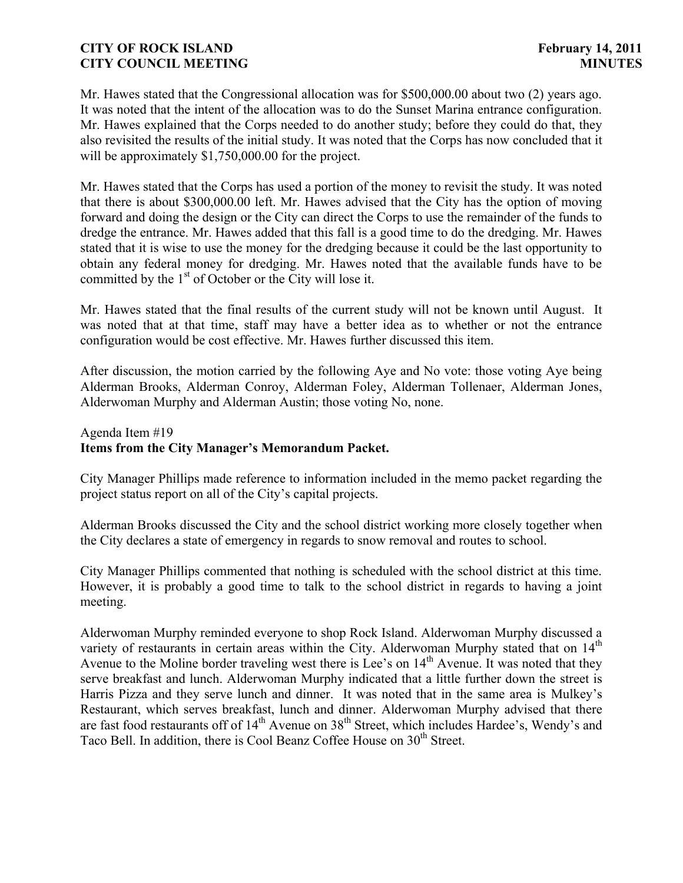Mr. Hawes stated that the Congressional allocation was for $500,000.00 about two (2) years ago. It was noted that the intent of the allocation was to do the Sunset Marina entrance configuration. Mr. Hawes explained that the Corps needed to do another study; before they could do that, they also revisited the results of the initial study. It was noted that the Corps has now concluded that it will be approximately $1,750,000.00 for the project.

Mr. Hawes stated that the Corps has used a portion of the money to revisit the study. It was noted that there is about $300,000.00 left. Mr. Hawes advised that the City has the option of moving forward and doing the design or the City can direct the Corps to use the remainder of the funds to dredge the entrance. Mr. Hawes added that this fall is a good time to do the dredging. Mr. Hawes stated that it is wise to use the money for the dredging because it could be the last opportunity to obtain any federal money for dredging. Mr. Hawes noted that the available funds have to be committed by the 1st of October or the City will lose it.

Mr. Hawes stated that the final results of the current study will not be known until August. It was noted that at that time, staff may have a better idea as to whether or not the entrance configuration would be cost effective. Mr. Hawes further discussed this item.

After discussion, the motion carried by the following Aye and No vote: those voting Aye being Alderman Brooks, Alderman Conroy, Alderman Foley, Alderman Tollenaer, Alderman Jones, Alderwoman Murphy and Alderman Austin; those voting No, none.

Agenda Item #19
**Items from the City Manager's Memorandum Packet.**

City Manager Phillips made reference to information included in the memo packet regarding the project status report on all of the City's capital projects.

Alderman Brooks discussed the City and the school district working more closely together when the City declares a state of emergency in regards to snow removal and routes to school.

City Manager Phillips commented that nothing is scheduled with the school district at this time. However, it is probably a good time to talk to the school district in regards to having a joint meeting.

Alderwoman Murphy reminded everyone to shop Rock Island. Alderwoman Murphy discussed a variety of restaurants in certain areas within the City. Alderwoman Murphy stated that on 14th Avenue to the Moline border traveling west there is Lee's on 14th Avenue. It was noted that they serve breakfast and lunch. Alderwoman Murphy indicated that a little further down the street is Harris Pizza and they serve lunch and dinner. It was noted that in the same area is Mulkey's Restaurant, which serves breakfast, lunch and dinner. Alderwoman Murphy advised that there are fast food restaurants off of 14th Avenue on 38th Street, which includes Hardee's, Wendy's and Taco Bell. In addition, there is Cool Beanz Coffee House on 30th Street.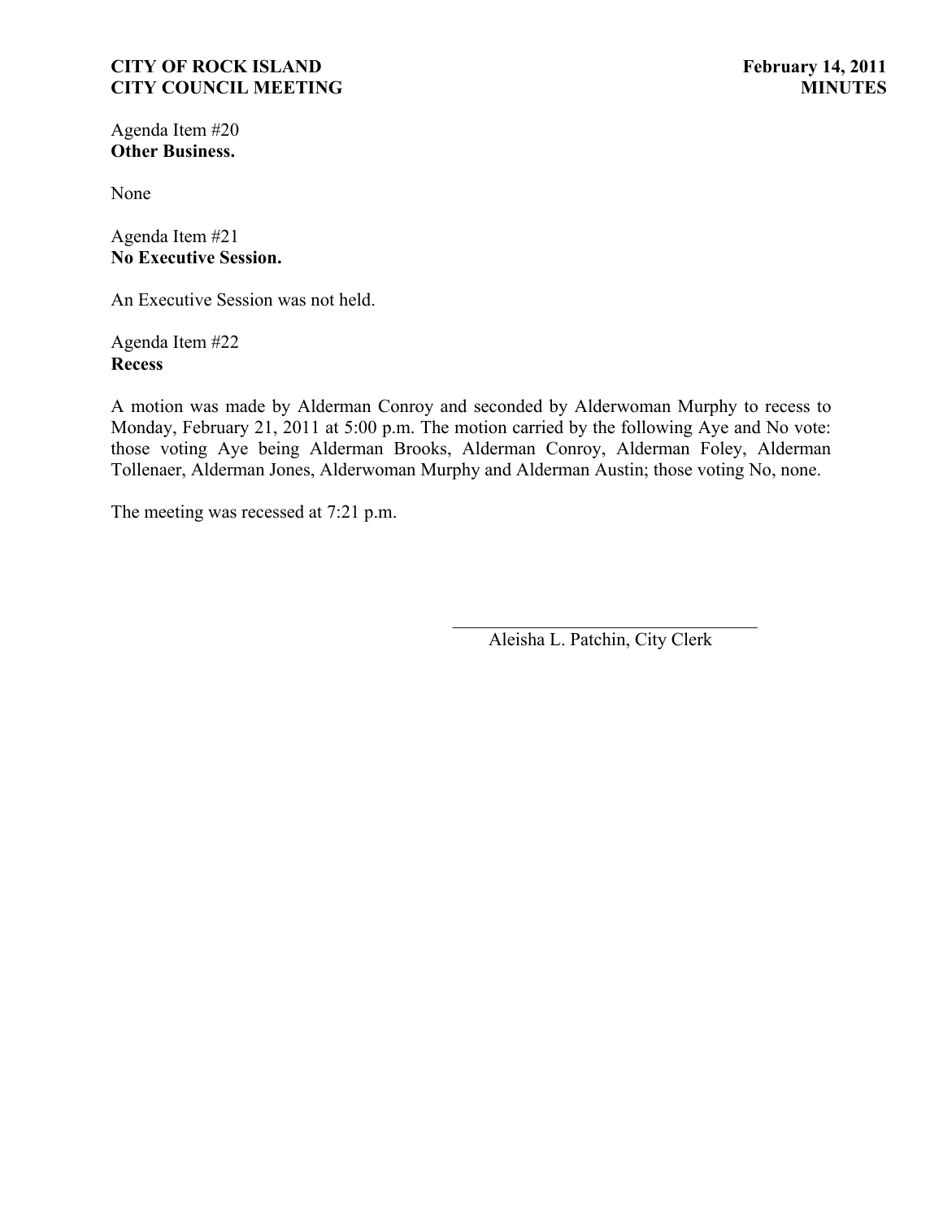Agenda Item #20
**Other Business.**

None

Agenda Item #21
**No Executive Session.**

An Executive Session was not held.

Agenda Item #22
**Recess**

A motion was made by Alderman Conroy and seconded by Alderwoman Murphy to recess to Monday, February 21, 2011 at 5:00 p.m. The motion carried by the following Aye and No vote: those voting Aye being Alderman Brooks, Alderman Conroy, Alderman Foley, Alderman Tollenaer, Alderman Jones, Alderwoman Murphy and Alderman Austin; those voting No, none.

The meeting was recessed at 7:21 p.m.

\_\_\_\_\_\_\_\_\_\_\_\_\_\_\_\_\_\_\_\_\_\_\_\_\_\_\_\_\_\_\_\_\_\_

Aleisha L. Patchin, City Clerk